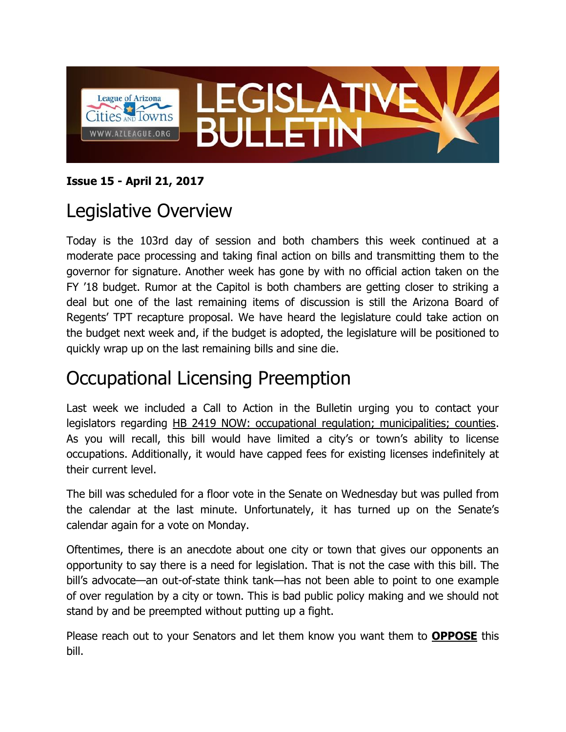# LEGISLATIVE BULLETIN

League of Arizona Cities and Towns
WWW.AZLEAGUE.ORG

**Issue 15 - April 21, 2017**

## Legislative Overview

Today is the 103rd day of session and both chambers this week continued at a moderate pace processing and taking final action on bills and transmitting them to the governor for signature. Another week has gone by with no official action taken on the FY '18 budget. Rumor at the Capitol is both chambers are getting closer to striking a deal but one of the last remaining items of discussion is still the Arizona Board of Regents' TPT recapture proposal. We have heard the legislature could take action on the budget next week and, if the budget is adopted, the legislature will be positioned to quickly wrap up on the last remaining bills and sine die.

## Occupational Licensing Preemption

Last week we included a Call to Action in the Bulletin urging you to contact your legislators regarding HB 2419 NOW: occupational regulation; municipalities; counties. As you will recall, this bill would have limited a city's or town's ability to license occupations. Additionally, it would have capped fees for existing licenses indefinitely at their current level.

The bill was scheduled for a floor vote in the Senate on Wednesday but was pulled from the calendar at the last minute. Unfortunately, it has turned up on the Senate's calendar again for a vote on Monday.

Oftentimes, there is an anecdote about one city or town that gives our opponents an opportunity to say there is a need for legislation. That is not the case with this bill. The bill's advocate—an out-of-state think tank—has not been able to point to one example of over regulation by a city or town. This is bad public policy making and we should not stand by and be preempted without putting up a fight.

Please reach out to your Senators and let them know you want them to **OPPOSE** this bill.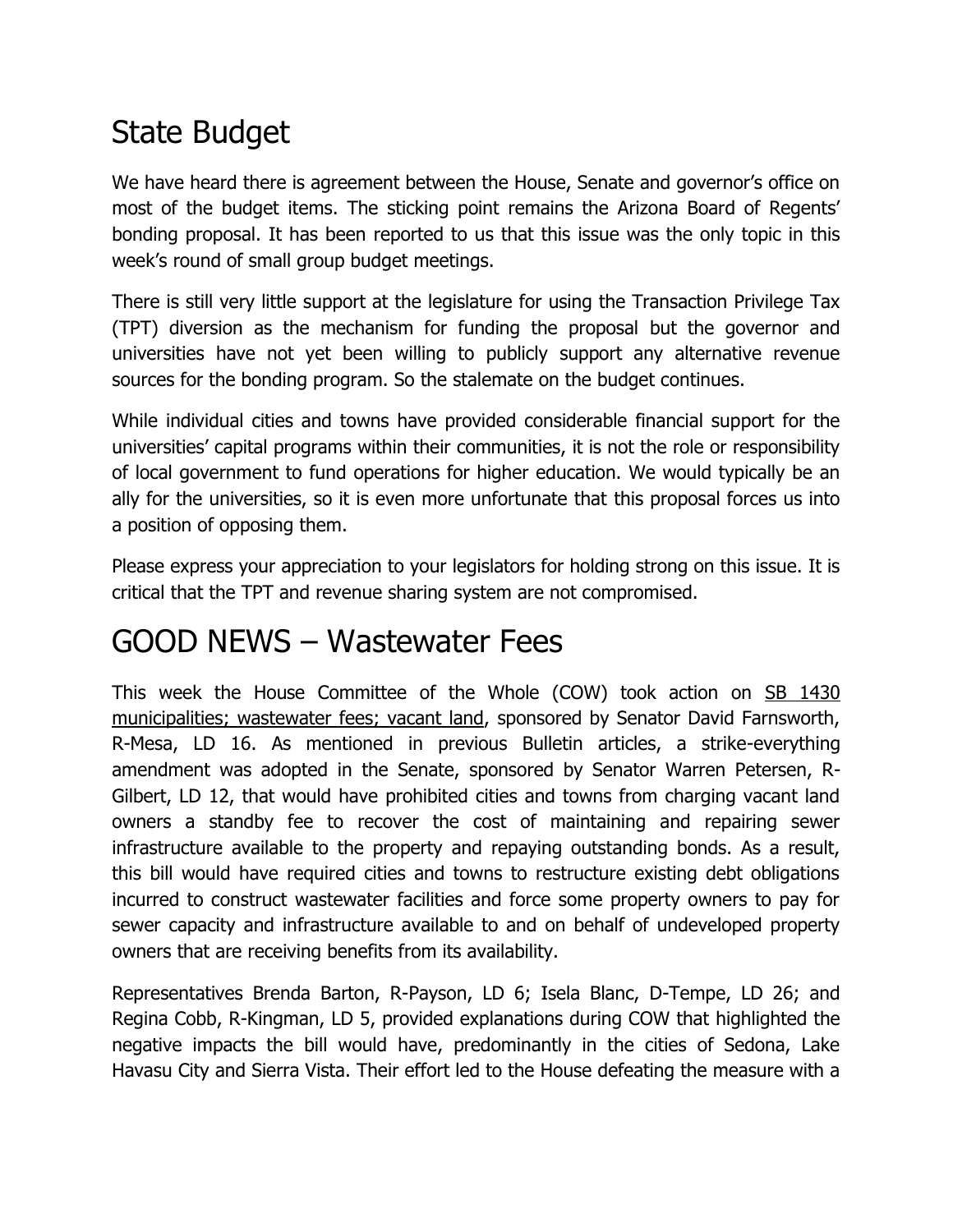# State Budget

We have heard there is agreement between the House, Senate and governor's office on most of the budget items. The sticking point remains the Arizona Board of Regents' bonding proposal. It has been reported to us that this issue was the only topic in this week's round of small group budget meetings.

There is still very little support at the legislature for using the Transaction Privilege Tax (TPT) diversion as the mechanism for funding the proposal but the governor and universities have not yet been willing to publicly support any alternative revenue sources for the bonding program. So the stalemate on the budget continues.

While individual cities and towns have provided considerable financial support for the universities' capital programs within their communities, it is not the role or responsibility of local government to fund operations for higher education. We would typically be an ally for the universities, so it is even more unfortunate that this proposal forces us into a position of opposing them.

Please express your appreciation to your legislators for holding strong on this issue. It is critical that the TPT and revenue sharing system are not compromised.

# GOOD NEWS – Wastewater Fees

This week the House Committee of the Whole (COW) took action on SB 1430 municipalities; wastewater fees; vacant land, sponsored by Senator David Farnsworth, R-Mesa, LD 16. As mentioned in previous Bulletin articles, a strike-everything amendment was adopted in the Senate, sponsored by Senator Warren Petersen, R-Gilbert, LD 12, that would have prohibited cities and towns from charging vacant land owners a standby fee to recover the cost of maintaining and repairing sewer infrastructure available to the property and repaying outstanding bonds. As a result, this bill would have required cities and towns to restructure existing debt obligations incurred to construct wastewater facilities and force some property owners to pay for sewer capacity and infrastructure available to and on behalf of undeveloped property owners that are receiving benefits from its availability.

Representatives Brenda Barton, R-Payson, LD 6; Isela Blanc, D-Tempe, LD 26; and Regina Cobb, R-Kingman, LD 5, provided explanations during COW that highlighted the negative impacts the bill would have, predominantly in the cities of Sedona, Lake Havasu City and Sierra Vista. Their effort led to the House defeating the measure with a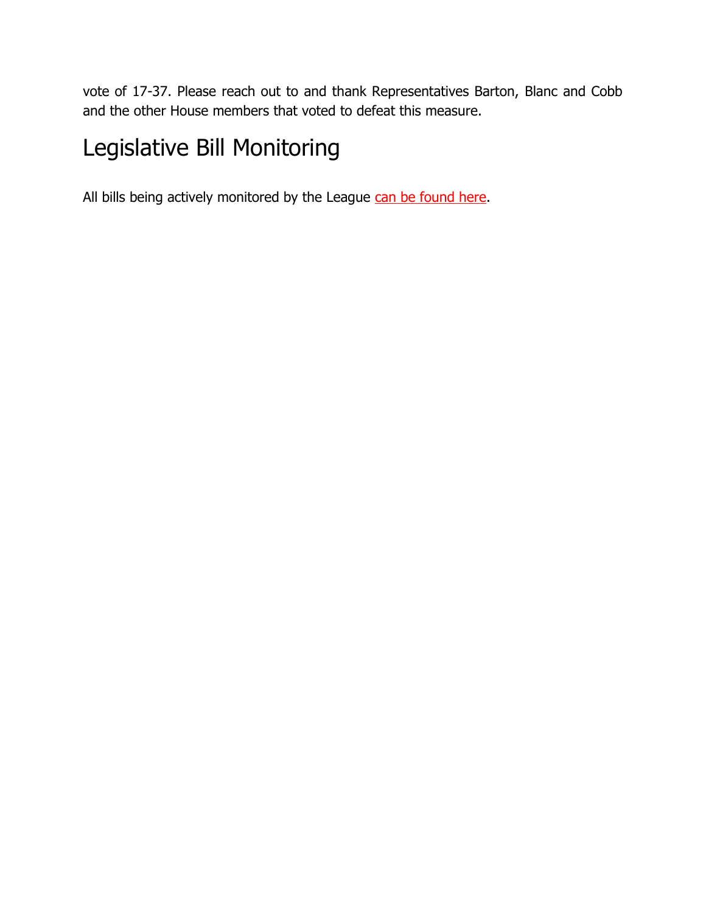vote of 17-37. Please reach out to and thank Representatives Barton, Blanc and Cobb and the other House members that voted to defeat this measure.

# Legislative Bill Monitoring

All bills being actively monitored by the League can be found here.